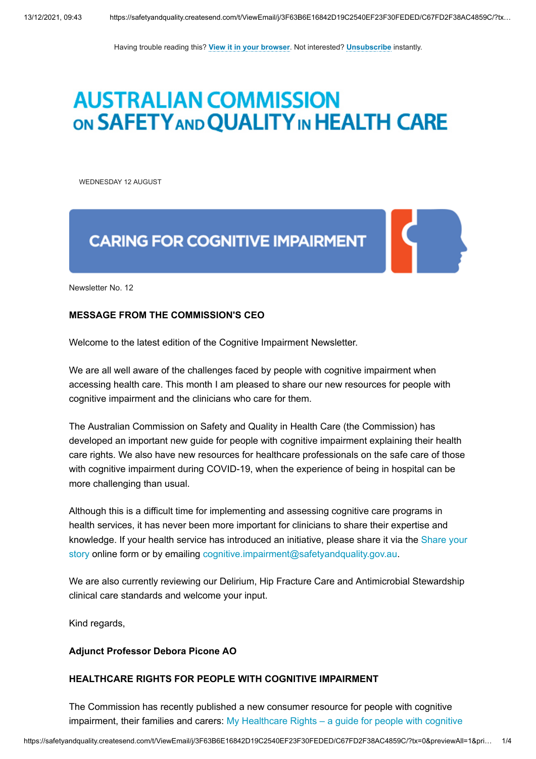Having trouble reading this? View it in your browser. Not interested? Unsubscribe instantly.

# AUSTRALIAN COMMISSION ON SAFETY AND QUALITY IN HEALTH CARE

WEDNESDAY 12 AUGUST

## CARING FOR COGNITIVE IMPAIRMENT

Newsletter No. 12

### MESSAGE FROM THE COMMISSION'S CEO

Welcome to the latest edition of the Cognitive Impairment Newsletter.

We are all well aware of the challenges faced by people with cognitive impairment when accessing health care. This month I am pleased to share our new resources for people with cognitive impairment and the clinicians who care for them.

The Australian Commission on Safety and Quality in Health Care (the Commission) has developed an important new guide for people with cognitive impairment explaining their health care rights. We also have new resources for healthcare professionals on the safe care of those with cognitive impairment during COVID-19, when the experience of being in hospital can be more challenging than usual.

Although this is a difficult time for implementing and assessing cognitive care programs in health services, it has never been more important for clinicians to share their expertise and knowledge. If your health service has introduced an initiative, please share it via the Share your story online form or by emailing cognitive.impairment@safetyandquality.gov.au.

We are also currently reviewing our Delirium, Hip Fracture Care and Antimicrobial Stewardship clinical care standards and welcome your input.

Kind regards,

**Adjunct Professor Debora Picone AO**

### HEALTHCARE RIGHTS FOR PEOPLE WITH COGNITIVE IMPAIRMENT

The Commission has recently published a new consumer resource for people with cognitive impairment, their families and carers: My Healthcare Rights – a guide for people with cognitive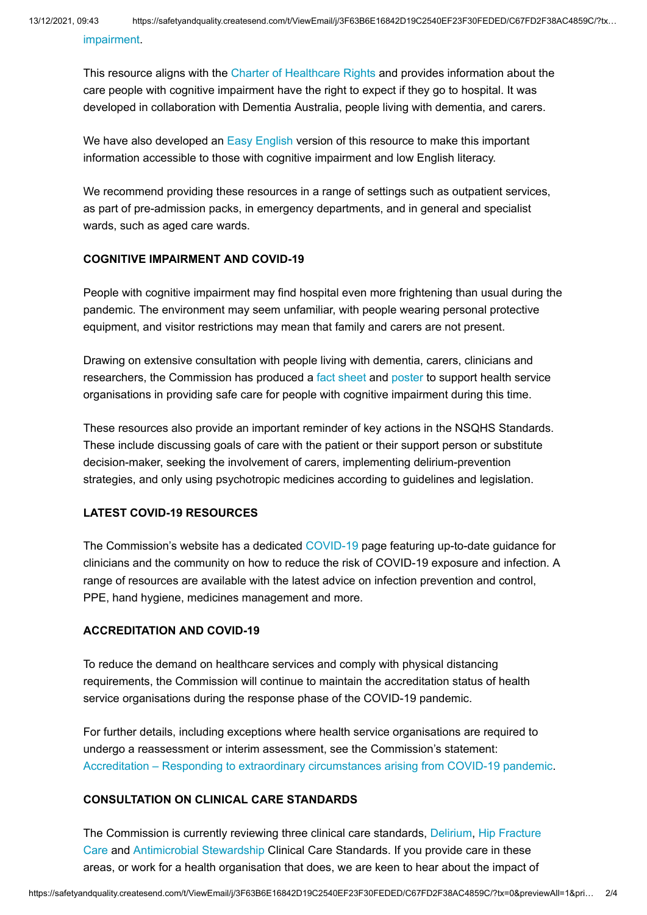impairment.

This resource aligns with the Charter of Healthcare Rights and provides information about the care people with cognitive impairment have the right to expect if they go to hospital. It was developed in collaboration with Dementia Australia, people living with dementia, and carers.

We have also developed an Easy English version of this resource to make this important information accessible to those with cognitive impairment and low English literacy.

We recommend providing these resources in a range of settings such as outpatient services, as part of pre-admission packs, in emergency departments, and in general and specialist wards, such as aged care wards.

**COGNITIVE IMPAIRMENT AND COVID-19**

People with cognitive impairment may find hospital even more frightening than usual during the pandemic. The environment may seem unfamiliar, with people wearing personal protective equipment, and visitor restrictions may mean that family and carers are not present.

Drawing on extensive consultation with people living with dementia, carers, clinicians and researchers, the Commission has produced a fact sheet and poster to support health service organisations in providing safe care for people with cognitive impairment during this time.

These resources also provide an important reminder of key actions in the NSQHS Standards. These include discussing goals of care with the patient or their support person or substitute decision-maker, seeking the involvement of carers, implementing delirium-prevention strategies, and only using psychotropic medicines according to guidelines and legislation.

**LATEST COVID-19 RESOURCES**

The Commission's website has a dedicated COVID-19 page featuring up-to-date guidance for clinicians and the community on how to reduce the risk of COVID-19 exposure and infection. A range of resources are available with the latest advice on infection prevention and control, PPE, hand hygiene, medicines management and more.

**ACCREDITATION AND COVID-19**

To reduce the demand on healthcare services and comply with physical distancing requirements, the Commission will continue to maintain the accreditation status of health service organisations during the response phase of the COVID-19 pandemic.

For further details, including exceptions where health service organisations are required to undergo a reassessment or interim assessment, see the Commission's statement: Accreditation – Responding to extraordinary circumstances arising from COVID-19 pandemic.

**CONSULTATION ON CLINICAL CARE STANDARDS**

The Commission is currently reviewing three clinical care standards, Delirium, Hip Fracture Care and Antimicrobial Stewardship Clinical Care Standards. If you provide care in these areas, or work for a health organisation that does, we are keen to hear about the impact of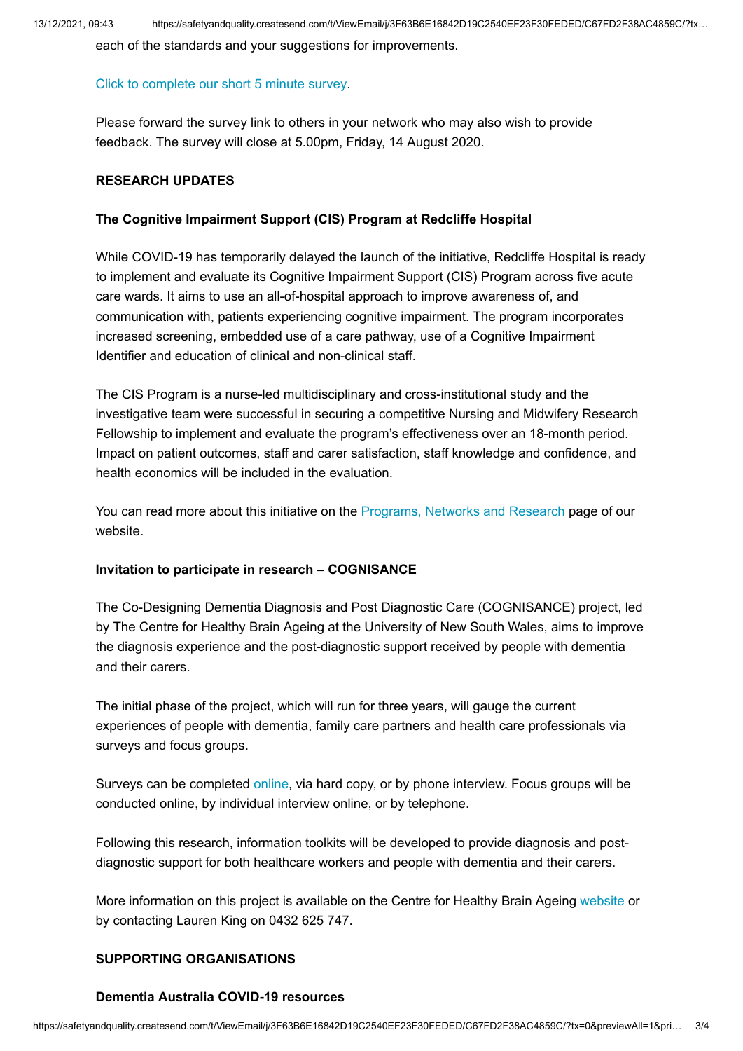each of the standards and your suggestions for improvements.

Click to complete our short 5 minute survey.

Please forward the survey link to others in your network who may also wish to provide feedback. The survey will close at 5.00pm, Friday, 14 August 2020.

**RESEARCH UPDATES**

**The Cognitive Impairment Support (CIS) Program at Redcliffe Hospital**

While COVID-19 has temporarily delayed the launch of the initiative, Redcliffe Hospital is ready to implement and evaluate its Cognitive Impairment Support (CIS) Program across five acute care wards. It aims to use an all-of-hospital approach to improve awareness of, and communication with, patients experiencing cognitive impairment. The program incorporates increased screening, embedded use of a care pathway, use of a Cognitive Impairment Identifier and education of clinical and non-clinical staff.

The CIS Program is a nurse-led multidisciplinary and cross-institutional study and the investigative team were successful in securing a competitive Nursing and Midwifery Research Fellowship to implement and evaluate the program's effectiveness over an 18-month period. Impact on patient outcomes, staff and carer satisfaction, staff knowledge and confidence, and health economics will be included in the evaluation.

You can read more about this initiative on the Programs, Networks and Research page of our website.

**Invitation to participate in research – COGNISANCE**

The Co-Designing Dementia Diagnosis and Post Diagnostic Care (COGNISANCE) project, led by The Centre for Healthy Brain Ageing at the University of New South Wales, aims to improve the diagnosis experience and the post-diagnostic support received by people with dementia and their carers.

The initial phase of the project, which will run for three years, will gauge the current experiences of people with dementia, family care partners and health care professionals via surveys and focus groups.

Surveys can be completed online, via hard copy, or by phone interview. Focus groups will be conducted online, by individual interview online, or by telephone.

Following this research, information toolkits will be developed to provide diagnosis and post-diagnostic support for both healthcare workers and people with dementia and their carers.

More information on this project is available on the Centre for Healthy Brain Ageing website or by contacting Lauren King on 0432 625 747.

**SUPPORTING ORGANISATIONS**

**Dementia Australia COVID-19 resources**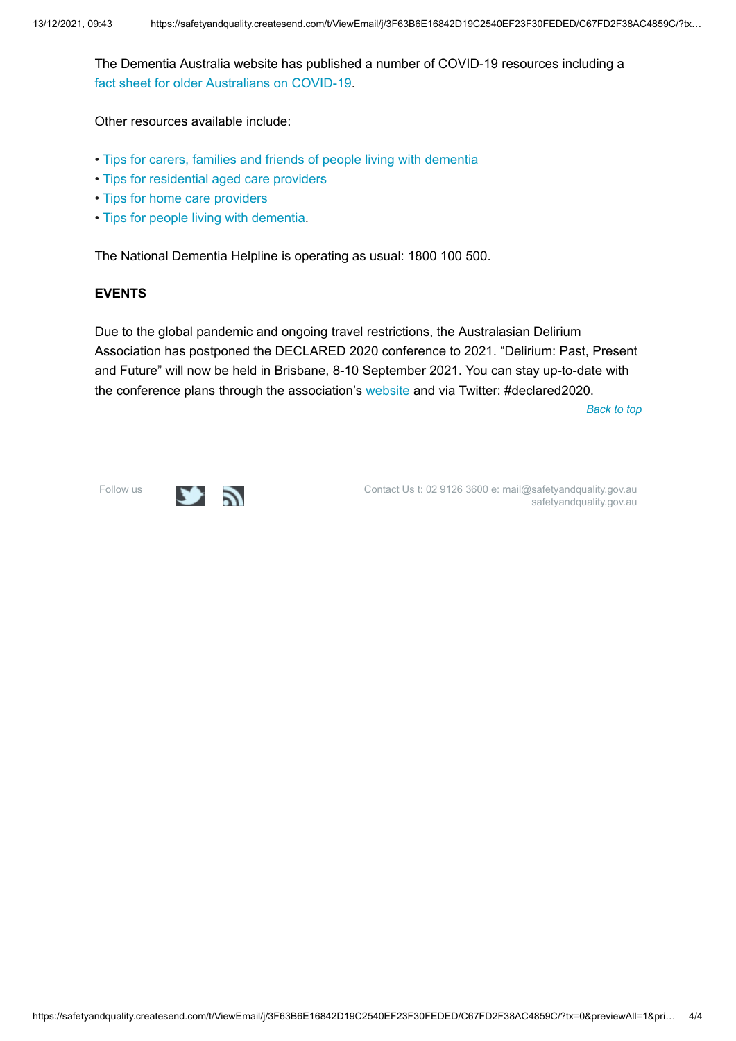The Dementia Australia website has published a number of COVID-19 resources including a fact sheet for older Australians on COVID-19.

Other resources available include:

- Tips for carers, families and friends of people living with dementia
- Tips for residential aged care providers
- Tips for home care providers
- Tips for people living with dementia.

The National Dementia Helpline is operating as usual: 1800 100 500.

**EVENTS**

Due to the global pandemic and ongoing travel restrictions, the Australasian Delirium Association has postponed the DECLARED 2020 conference to 2021. “Delirium: Past, Present and Future” will now be held in Brisbane, 8-10 September 2021. You can stay up-to-date with the conference plans through the association’s website and via Twitter: #declared2020.

*Back to top*

Follow us

Contact Us t: 02 9126 3600 e: mail@safetyandquality.gov.au
safetyandquality.gov.au